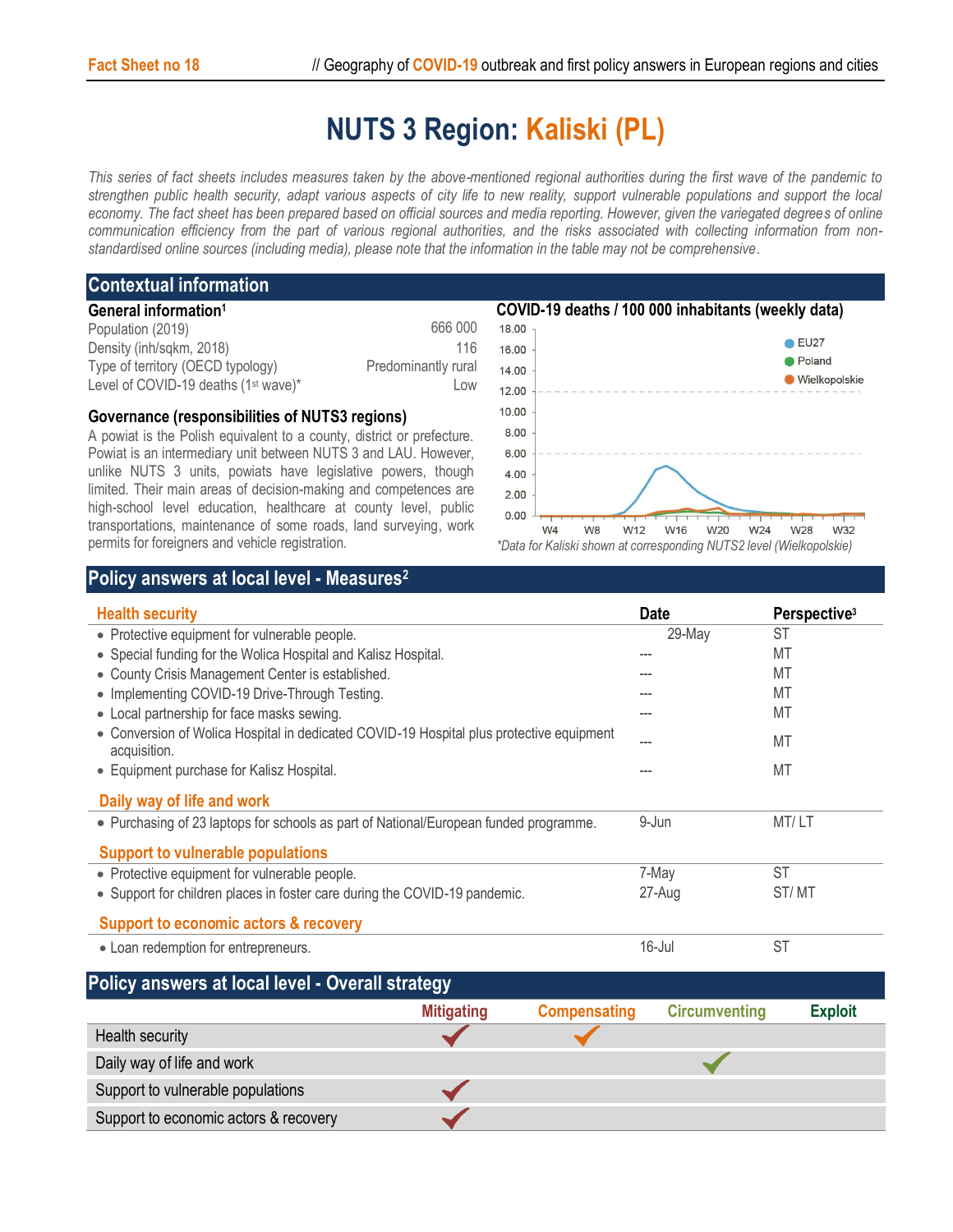# NUTS 3 Region: Kaliski (PL)

*This series of fact sheets includes measures taken by the above-mentioned regional authorities during the first wave of the pandemic to strengthen public health security, adapt various aspects of city life to new reality, support vulnerable populations and support the local economy. The fact sheet has been prepared based on official sources and media reporting. However, given the variegated degrees of online communication efficiency from the part of various regional authorities, and the risks associated with collecting information from non-standardised online sources (including media), please note that the information in the table may not be comprehensive.*

## Contextual information

### General information[1]

| | |
|---|---|
| Population (2019) | 666 000 |
| Density (inh/sqkm, 2018) | 116 |
| Type of territory (OECD typology) | Predominantly rural |
| Level of COVID-19 deaths (1st wave)* | Low |

### Governance (responsibilities of NUTS3 regions)

A powiat is the Polish equivalent to a county, district or prefecture. Powiat is an intermediary unit between NUTS 3 and LAU. However, unlike NUTS 3 units, powiats have legislative powers, though limited. Their main areas of decision-making and competences are high-school level education, healthcare at county level, public transportations, maintenance of some roads, land surveying, work permits for foreigners and vehicle registration.

### COVID-19 deaths / 100 000 inhabitants (weekly data)

*Data for Kaliski shown at corresponding NUTS2 level (Wielkopolskie)

## Policy answers at local level - Measures[2]

| Health security | Date | Perspective[3] |
|---|---|---|
| • Protective equipment for vulnerable people. | 29-May | ST |
| • Special funding for the Wolica Hospital and Kalisz Hospital. | --- | MT |
| • County Crisis Management Center is established. | --- | MT |
| • Implementing COVID-19 Drive-Through Testing. | --- | MT |
| • Local partnership for face masks sewing. | --- | MT |
| • Conversion of Wolica Hospital in dedicated COVID-19 Hospital plus protective equipment acquisition. | --- | MT |
| • Equipment purchase for Kalisz Hospital. | --- | MT |
| **Daily way of life and work** | | |
| • Purchasing of 23 laptops for schools as part of National/European funded programme. | 9-Jun | MT/ LT |
| **Support to vulnerable populations** | | |
| • Protective equipment for vulnerable people. | 7-May | ST |
| • Support for children places in foster care during the COVID-19 pandemic. | 27-Aug | ST/ MT |
| **Support to economic actors & recovery** | | |
| • Loan redemption for entrepreneurs. | 16-Jul | ST |

## Policy answers at local level - Overall strategy

| | Mitigating | Compensating | Circumventing | Exploit |
|---|---|---|---|---|
| Health security | ✓ | ✓ | | |
| Daily way of life and work | | | ✓ | |
| Support to vulnerable populations | ✓ | | | |
| Support to economic actors & recovery | ✓ | | | |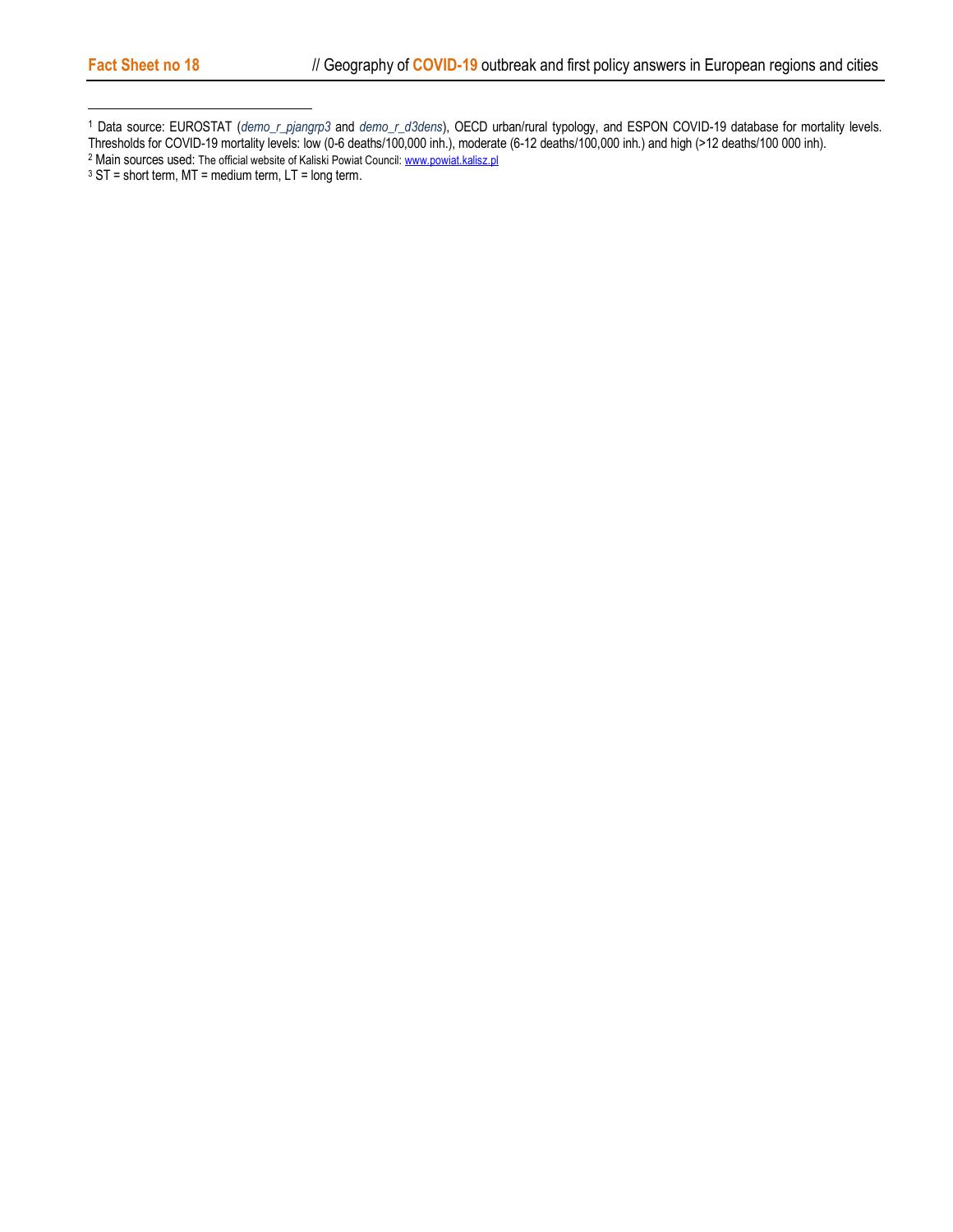[1] Data source: EUROSTAT (*demo_r_pjangrp3* and *demo_r_d3dens*), OECD urban/rural typology, and ESPON COVID-19 database for mortality levels. Thresholds for COVID-19 mortality levels: low (0-6 deaths/100,000 inh.), moderate (6-12 deaths/100,000 inh.) and high (>12 deaths/100 000 inh).

[2] Main sources used: The official website of Kaliski Powiat Council: [www.powiat.kalisz.pl](http://www.powiat.kalisz.pl)

[3] ST = short term, MT = medium term, LT = long term.